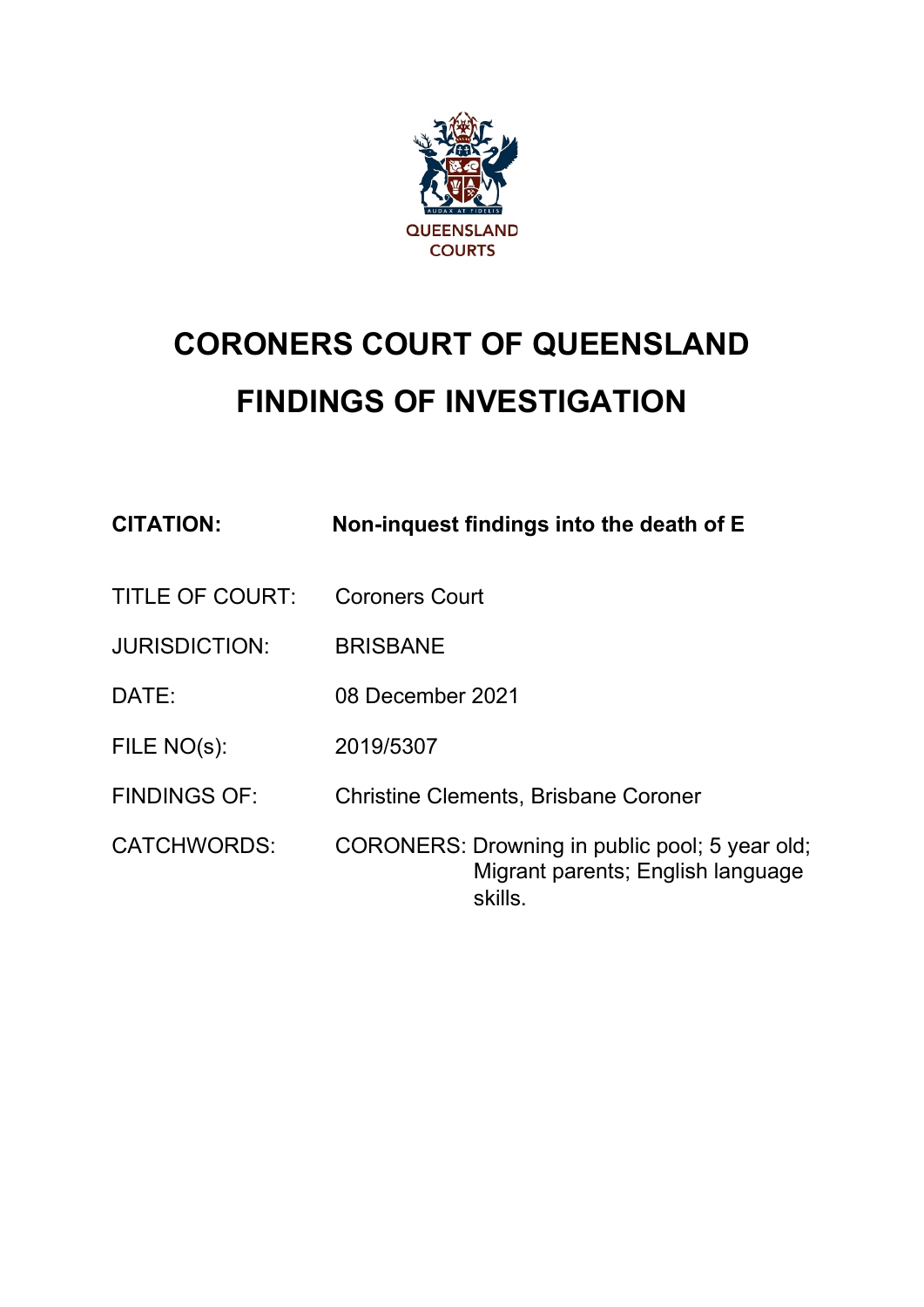QUEENSLAND COURTS

# CORONERS COURT OF QUEENSLAND
# FINDINGS OF INVESTIGATION

| | |
|---|---|
| **CITATION:** | **Non-inquest findings into the death of E** |
| TITLE OF COURT: | Coroners Court |
| JURISDICTION: | BRISBANE |
| DATE: | 08 December 2021 |
| FILE NO(s): | 2019/5307 |
| FINDINGS OF: | Christine Clements, Brisbane Coroner |
| CATCHWORDS: | CORONERS: Drowning in public pool; 5 year old; Migrant parents; English language skills. |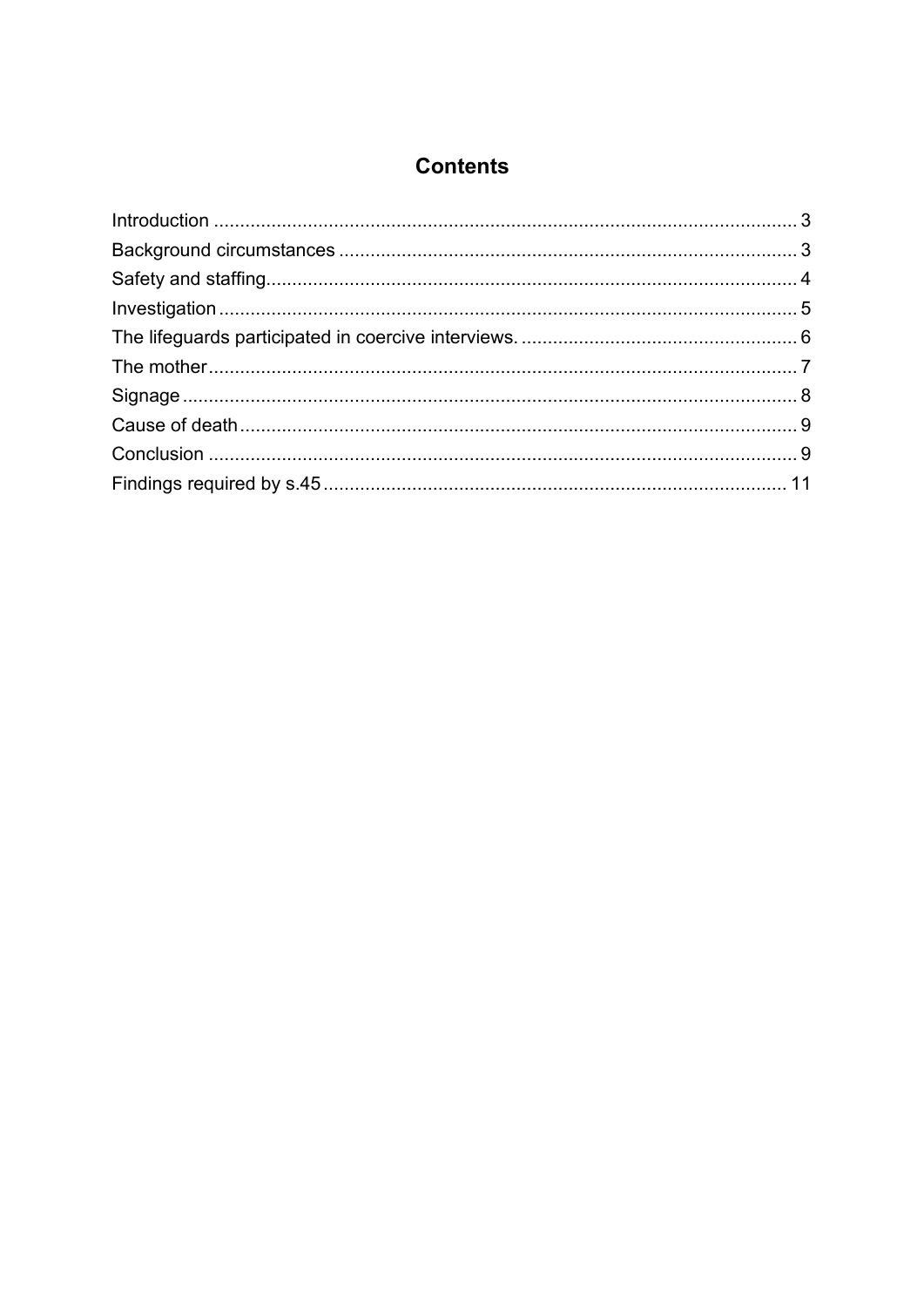# Contents

| | |
|---|---|
| Introduction | 3 |
| Background circumstances | 3 |
| Safety and staffing | 4 |
| Investigation | 5 |
| The lifeguards participated in coercive interviews. | 6 |
| The mother | 7 |
| Signage | 8 |
| Cause of death | 9 |
| Conclusion | 9 |
| Findings required by s.45 | 11 |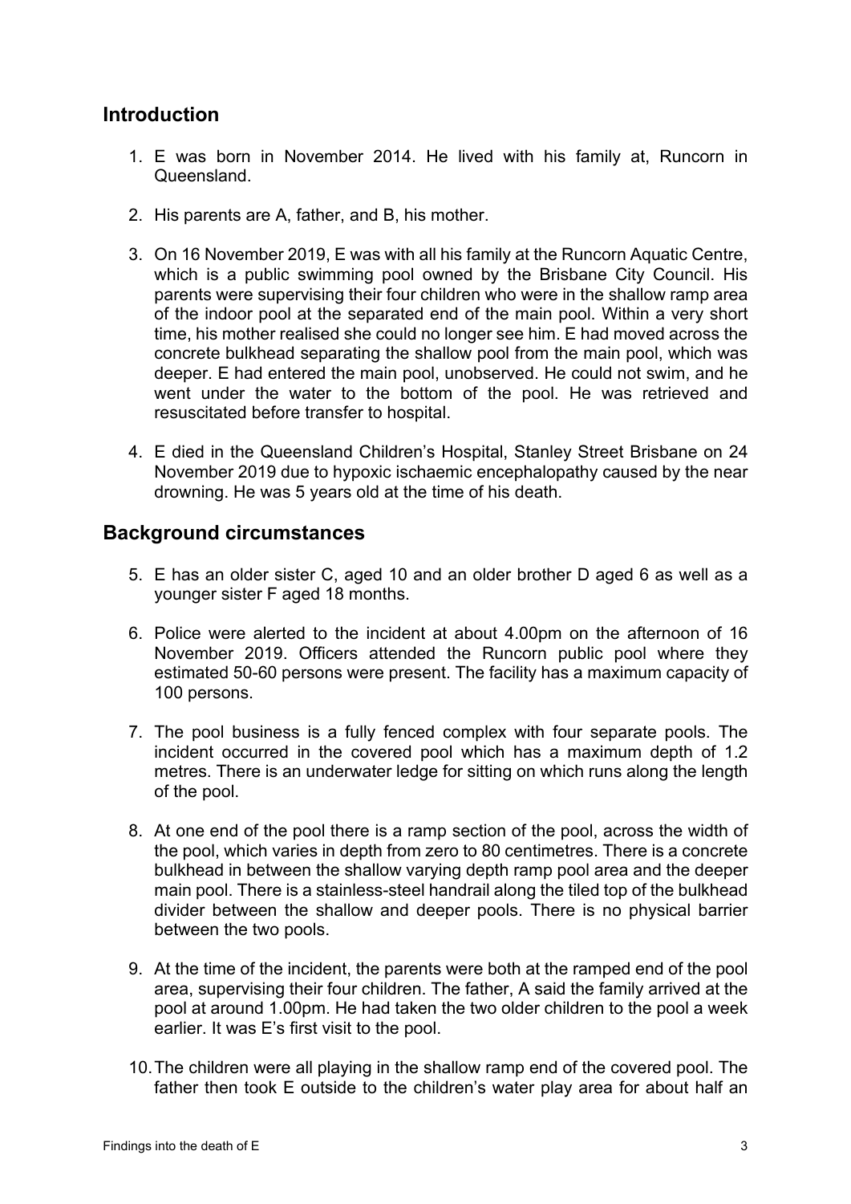## Introduction

1. E was born in November 2014. He lived with his family at, Runcorn in Queensland.

2. His parents are A, father, and B, his mother.

3. On 16 November 2019, E was with all his family at the Runcorn Aquatic Centre, which is a public swimming pool owned by the Brisbane City Council. His parents were supervising their four children who were in the shallow ramp area of the indoor pool at the separated end of the main pool. Within a very short time, his mother realised she could no longer see him. E had moved across the concrete bulkhead separating the shallow pool from the main pool, which was deeper. E had entered the main pool, unobserved. He could not swim, and he went under the water to the bottom of the pool. He was retrieved and resuscitated before transfer to hospital.

4. E died in the Queensland Children's Hospital, Stanley Street Brisbane on 24 November 2019 due to hypoxic ischaemic encephalopathy caused by the near drowning. He was 5 years old at the time of his death.

## Background circumstances

5. E has an older sister C, aged 10 and an older brother D aged 6 as well as a younger sister F aged 18 months.

6. Police were alerted to the incident at about 4.00pm on the afternoon of 16 November 2019. Officers attended the Runcorn public pool where they estimated 50-60 persons were present. The facility has a maximum capacity of 100 persons.

7. The pool business is a fully fenced complex with four separate pools. The incident occurred in the covered pool which has a maximum depth of 1.2 metres. There is an underwater ledge for sitting on which runs along the length of the pool.

8. At one end of the pool there is a ramp section of the pool, across the width of the pool, which varies in depth from zero to 80 centimetres. There is a concrete bulkhead in between the shallow varying depth ramp pool area and the deeper main pool. There is a stainless-steel handrail along the tiled top of the bulkhead divider between the shallow and deeper pools. There is no physical barrier between the two pools.

9. At the time of the incident, the parents were both at the ramped end of the pool area, supervising their four children. The father, A said the family arrived at the pool at around 1.00pm. He had taken the two older children to the pool a week earlier. It was E's first visit to the pool.

10. The children were all playing in the shallow ramp end of the covered pool. The father then took E outside to the children's water play area for about half an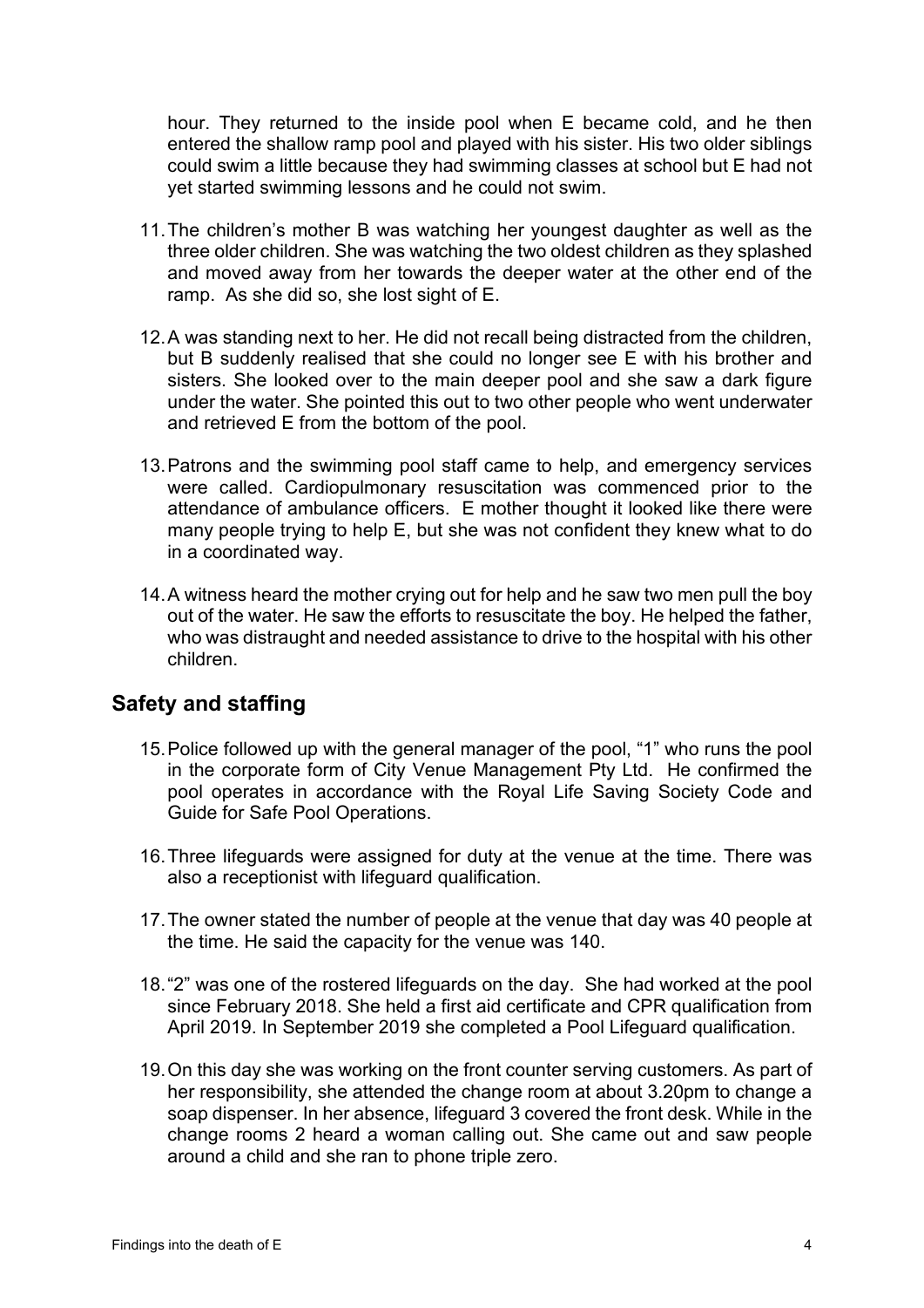hour. They returned to the inside pool when E became cold, and he then entered the shallow ramp pool and played with his sister. His two older siblings could swim a little because they had swimming classes at school but E had not yet started swimming lessons and he could not swim.

11. The children's mother B was watching her youngest daughter as well as the three older children. She was watching the two oldest children as they splashed and moved away from her towards the deeper water at the other end of the ramp. As she did so, she lost sight of E.

12. A was standing next to her. He did not recall being distracted from the children, but B suddenly realised that she could no longer see E with his brother and sisters. She looked over to the main deeper pool and she saw a dark figure under the water. She pointed this out to two other people who went underwater and retrieved E from the bottom of the pool.

13. Patrons and the swimming pool staff came to help, and emergency services were called. Cardiopulmonary resuscitation was commenced prior to the attendance of ambulance officers. E mother thought it looked like there were many people trying to help E, but she was not confident they knew what to do in a coordinated way.

14. A witness heard the mother crying out for help and he saw two men pull the boy out of the water. He saw the efforts to resuscitate the boy. He helped the father, who was distraught and needed assistance to drive to the hospital with his other children.

## Safety and staffing

15. Police followed up with the general manager of the pool, "1" who runs the pool in the corporate form of City Venue Management Pty Ltd. He confirmed the pool operates in accordance with the Royal Life Saving Society Code and Guide for Safe Pool Operations.

16. Three lifeguards were assigned for duty at the venue at the time. There was also a receptionist with lifeguard qualification.

17. The owner stated the number of people at the venue that day was 40 people at the time. He said the capacity for the venue was 140.

18. "2" was one of the rostered lifeguards on the day. She had worked at the pool since February 2018. She held a first aid certificate and CPR qualification from April 2019. In September 2019 she completed a Pool Lifeguard qualification.

19. On this day she was working on the front counter serving customers. As part of her responsibility, she attended the change room at about 3.20pm to change a soap dispenser. In her absence, lifeguard 3 covered the front desk. While in the change rooms 2 heard a woman calling out. She came out and saw people around a child and she ran to phone triple zero.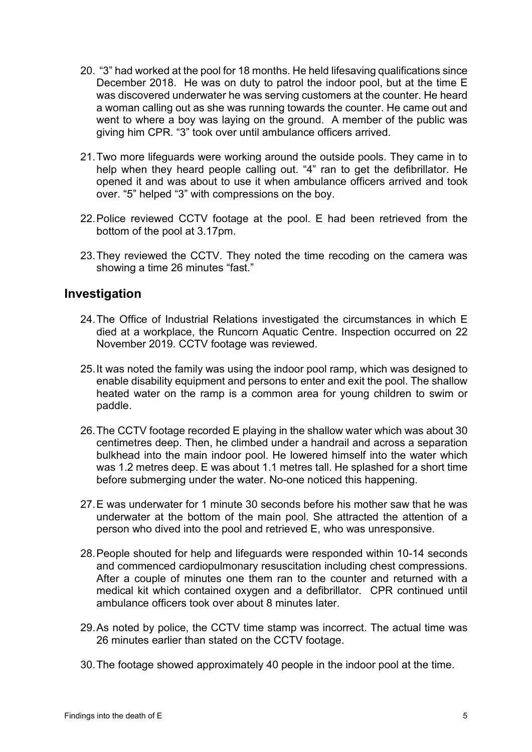20. "3" had worked at the pool for 18 months. He held lifesaving qualifications since December 2018. He was on duty to patrol the indoor pool, but at the time E was discovered underwater he was serving customers at the counter. He heard a woman calling out as she was running towards the counter. He came out and went to where a boy was laying on the ground. A member of the public was giving him CPR. "3" took over until ambulance officers arrived.

21. Two more lifeguards were working around the outside pools. They came in to help when they heard people calling out. "4" ran to get the defibrillator. He opened it and was about to use it when ambulance officers arrived and took over. "5" helped "3" with compressions on the boy.

22. Police reviewed CCTV footage at the pool. E had been retrieved from the bottom of the pool at 3.17pm.

23. They reviewed the CCTV. They noted the time recoding on the camera was showing a time 26 minutes "fast."

## Investigation

24. The Office of Industrial Relations investigated the circumstances in which E died at a workplace, the Runcorn Aquatic Centre. Inspection occurred on 22 November 2019. CCTV footage was reviewed.

25. It was noted the family was using the indoor pool ramp, which was designed to enable disability equipment and persons to enter and exit the pool. The shallow heated water on the ramp is a common area for young children to swim or paddle.

26. The CCTV footage recorded E playing in the shallow water which was about 30 centimetres deep. Then, he climbed under a handrail and across a separation bulkhead into the main indoor pool. He lowered himself into the water which was 1.2 metres deep. E was about 1.1 metres tall. He splashed for a short time before submerging under the water. No-one noticed this happening.

27. E was underwater for 1 minute 30 seconds before his mother saw that he was underwater at the bottom of the main pool. She attracted the attention of a person who dived into the pool and retrieved E, who was unresponsive.

28. People shouted for help and lifeguards were responded within 10-14 seconds and commenced cardiopulmonary resuscitation including chest compressions. After a couple of minutes one them ran to the counter and returned with a medical kit which contained oxygen and a defibrillator. CPR continued until ambulance officers took over about 8 minutes later.

29. As noted by police, the CCTV time stamp was incorrect. The actual time was 26 minutes earlier than stated on the CCTV footage.

30. The footage showed approximately 40 people in the indoor pool at the time.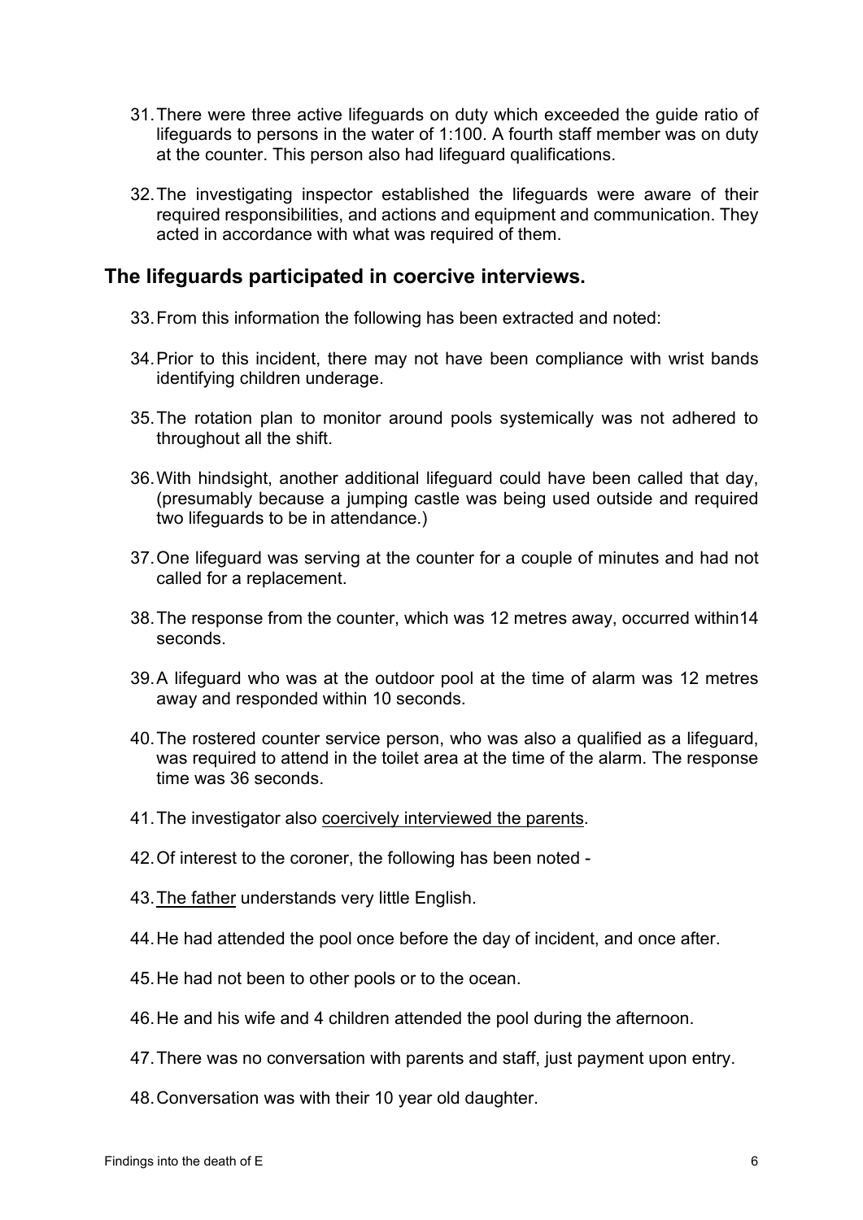31. There were three active lifeguards on duty which exceeded the guide ratio of lifeguards to persons in the water of 1:100. A fourth staff member was on duty at the counter. This person also had lifeguard qualifications.

32. The investigating inspector established the lifeguards were aware of their required responsibilities, and actions and equipment and communication. They acted in accordance with what was required of them.

## The lifeguards participated in coercive interviews.

33. From this information the following has been extracted and noted:

34. Prior to this incident, there may not have been compliance with wrist bands identifying children underage.

35. The rotation plan to monitor around pools systemically was not adhered to throughout all the shift.

36. With hindsight, another additional lifeguard could have been called that day, (presumably because a jumping castle was being used outside and required two lifeguards to be in attendance.)

37. One lifeguard was serving at the counter for a couple of minutes and had not called for a replacement.

38. The response from the counter, which was 12 metres away, occurred within14 seconds.

39. A lifeguard who was at the outdoor pool at the time of alarm was 12 metres away and responded within 10 seconds.

40. The rostered counter service person, who was also a qualified as a lifeguard, was required to attend in the toilet area at the time of the alarm. The response time was 36 seconds.

41. The investigator also <u>coercively interviewed the parents</u>.

42. Of interest to the coroner, the following has been noted -

43. <u>The father</u> understands very little English.

44. He had attended the pool once before the day of incident, and once after.

45. He had not been to other pools or to the ocean.

46. He and his wife and 4 children attended the pool during the afternoon.

47. There was no conversation with parents and staff, just payment upon entry.

48. Conversation was with their 10 year old daughter.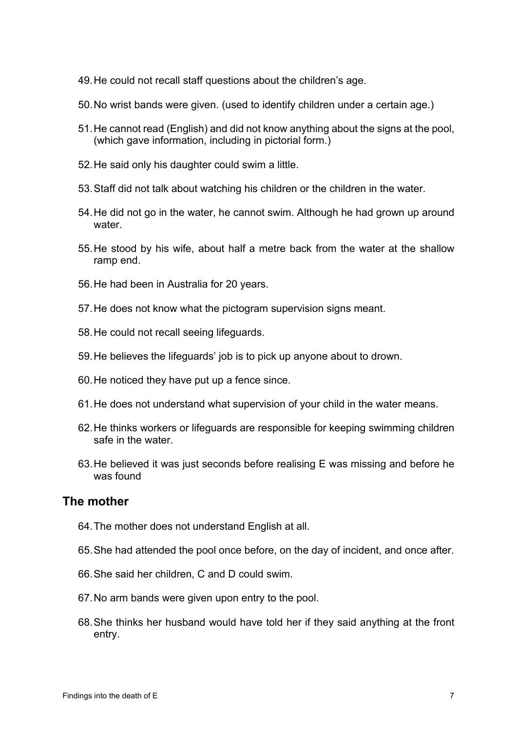49. He could not recall staff questions about the children's age.

50. No wrist bands were given. (used to identify children under a certain age.)

51. He cannot read (English) and did not know anything about the signs at the pool, (which gave information, including in pictorial form.)

52. He said only his daughter could swim a little.

53. Staff did not talk about watching his children or the children in the water.

54. He did not go in the water, he cannot swim. Although he had grown up around water.

55. He stood by his wife, about half a metre back from the water at the shallow ramp end.

56. He had been in Australia for 20 years.

57. He does not know what the pictogram supervision signs meant.

58. He could not recall seeing lifeguards.

59. He believes the lifeguards' job is to pick up anyone about to drown.

60. He noticed they have put up a fence since.

61. He does not understand what supervision of your child in the water means.

62. He thinks workers or lifeguards are responsible for keeping swimming children safe in the water.

63. He believed it was just seconds before realising E was missing and before he was found

## The mother

64. The mother does not understand English at all.

65. She had attended the pool once before, on the day of incident, and once after.

66. She said her children, C and D could swim.

67. No arm bands were given upon entry to the pool.

68. She thinks her husband would have told her if they said anything at the front entry.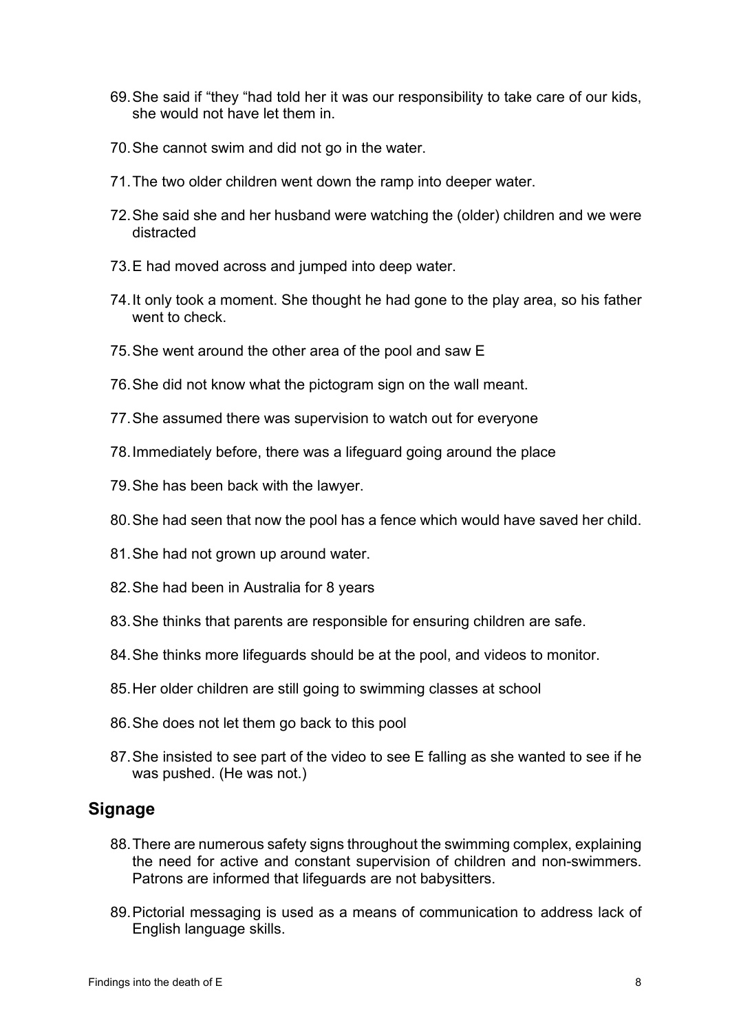69. She said if "they "had told her it was our responsibility to take care of our kids, she would not have let them in.

70. She cannot swim and did not go in the water.

71. The two older children went down the ramp into deeper water.

72. She said she and her husband were watching the (older) children and we were distracted

73. E had moved across and jumped into deep water.

74. It only took a moment. She thought he had gone to the play area, so his father went to check.

75. She went around the other area of the pool and saw E

76. She did not know what the pictogram sign on the wall meant.

77. She assumed there was supervision to watch out for everyone

78. Immediately before, there was a lifeguard going around the place

79. She has been back with the lawyer.

80. She had seen that now the pool has a fence which would have saved her child.

81. She had not grown up around water.

82. She had been in Australia for 8 years

83. She thinks that parents are responsible for ensuring children are safe.

84. She thinks more lifeguards should be at the pool, and videos to monitor.

85. Her older children are still going to swimming classes at school

86. She does not let them go back to this pool

87. She insisted to see part of the video to see E falling as she wanted to see if he was pushed. (He was not.)

## Signage

88. There are numerous safety signs throughout the swimming complex, explaining the need for active and constant supervision of children and non-swimmers. Patrons are informed that lifeguards are not babysitters.

89. Pictorial messaging is used as a means of communication to address lack of English language skills.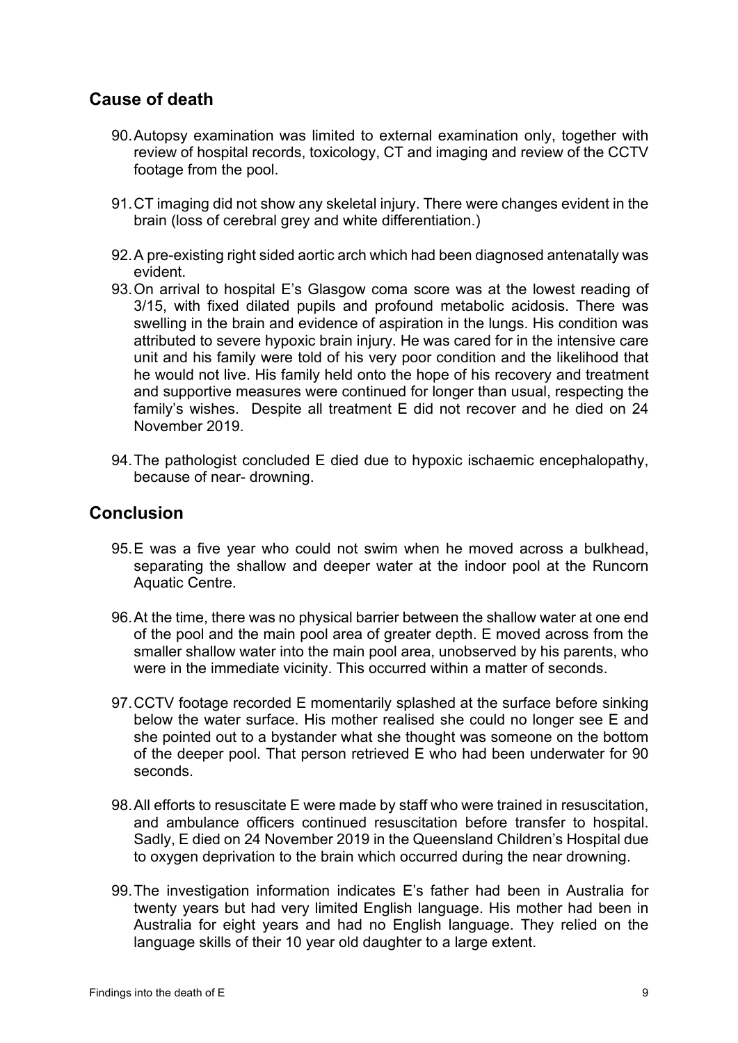## Cause of death

90. Autopsy examination was limited to external examination only, together with review of hospital records, toxicology, CT and imaging and review of the CCTV footage from the pool.

91. CT imaging did not show any skeletal injury. There were changes evident in the brain (loss of cerebral grey and white differentiation.)

92. A pre-existing right sided aortic arch which had been diagnosed antenatally was evident.

93. On arrival to hospital E's Glasgow coma score was at the lowest reading of 3/15, with fixed dilated pupils and profound metabolic acidosis. There was swelling in the brain and evidence of aspiration in the lungs. His condition was attributed to severe hypoxic brain injury. He was cared for in the intensive care unit and his family were told of his very poor condition and the likelihood that he would not live. His family held onto the hope of his recovery and treatment and supportive measures were continued for longer than usual, respecting the family's wishes. Despite all treatment E did not recover and he died on 24 November 2019.

94. The pathologist concluded E died due to hypoxic ischaemic encephalopathy, because of near- drowning.

## Conclusion

95. E was a five year who could not swim when he moved across a bulkhead, separating the shallow and deeper water at the indoor pool at the Runcorn Aquatic Centre.

96. At the time, there was no physical barrier between the shallow water at one end of the pool and the main pool area of greater depth. E moved across from the smaller shallow water into the main pool area, unobserved by his parents, who were in the immediate vicinity. This occurred within a matter of seconds.

97. CCTV footage recorded E momentarily splashed at the surface before sinking below the water surface. His mother realised she could no longer see E and she pointed out to a bystander what she thought was someone on the bottom of the deeper pool. That person retrieved E who had been underwater for 90 seconds.

98. All efforts to resuscitate E were made by staff who were trained in resuscitation, and ambulance officers continued resuscitation before transfer to hospital. Sadly, E died on 24 November 2019 in the Queensland Children's Hospital due to oxygen deprivation to the brain which occurred during the near drowning.

99. The investigation information indicates E's father had been in Australia for twenty years but had very limited English language. His mother had been in Australia for eight years and had no English language. They relied on the language skills of their 10 year old daughter to a large extent.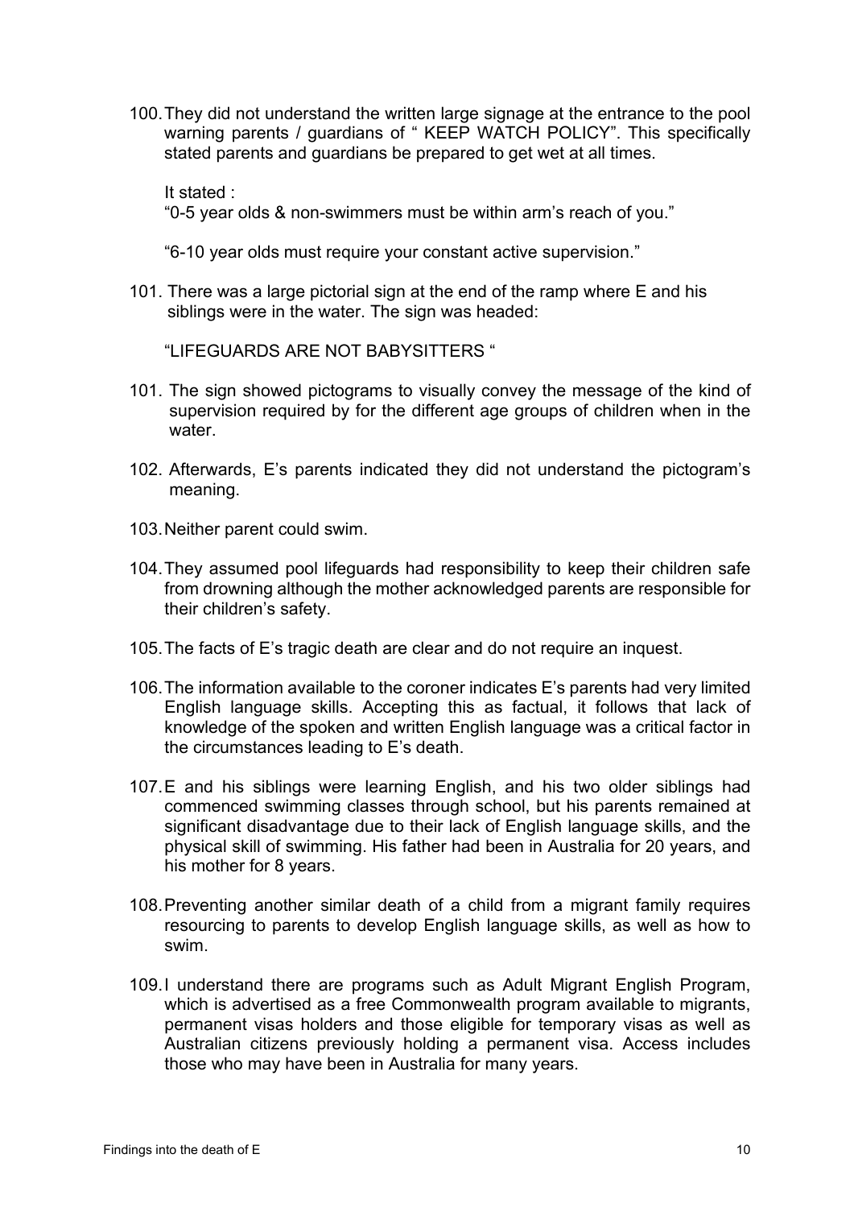100. They did not understand the written large signage at the entrance to the pool warning parents / guardians of " KEEP WATCH POLICY". This specifically stated parents and guardians be prepared to get wet at all times.

 It stated :

 "0-5 year olds & non-swimmers must be within arm's reach of you."

 "6-10 year olds must require your constant active supervision."

101. There was a large pictorial sign at the end of the ramp where E and his siblings were in the water. The sign was headed:

 "LIFEGUARDS ARE NOT BABYSITTERS "

101. The sign showed pictograms to visually convey the message of the kind of supervision required by for the different age groups of children when in the water.

102. Afterwards, E's parents indicated they did not understand the pictogram's meaning.

103. Neither parent could swim.

104. They assumed pool lifeguards had responsibility to keep their children safe from drowning although the mother acknowledged parents are responsible for their children's safety.

105. The facts of E's tragic death are clear and do not require an inquest.

106. The information available to the coroner indicates E's parents had very limited English language skills. Accepting this as factual, it follows that lack of knowledge of the spoken and written English language was a critical factor in the circumstances leading to E's death.

107. E and his siblings were learning English, and his two older siblings had commenced swimming classes through school, but his parents remained at significant disadvantage due to their lack of English language skills, and the physical skill of swimming. His father had been in Australia for 20 years, and his mother for 8 years.

108. Preventing another similar death of a child from a migrant family requires resourcing to parents to develop English language skills, as well as how to swim.

109. I understand there are programs such as Adult Migrant English Program, which is advertised as a free Commonwealth program available to migrants, permanent visas holders and those eligible for temporary visas as well as Australian citizens previously holding a permanent visa. Access includes those who may have been in Australia for many years.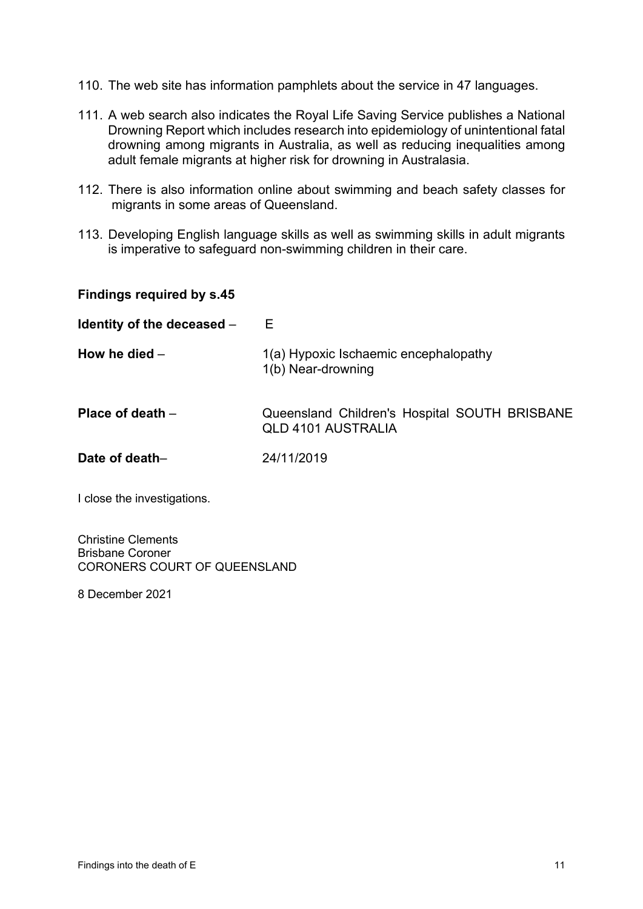110. The web site has information pamphlets about the service in 47 languages.

111. A web search also indicates the Royal Life Saving Service publishes a National Drowning Report which includes research into epidemiology of unintentional fatal drowning among migrants in Australia, as well as reducing inequalities among adult female migrants at higher risk for drowning in Australasia.

112. There is also information online about swimming and beach safety classes for migrants in some areas of Queensland.

113. Developing English language skills as well as swimming skills in adult migrants is imperative to safeguard non-swimming children in their care.

## Findings required by s.45

**Identity of the deceased** – E

**How he died** – 1(a) Hypoxic Ischaemic encephalopathy
1(b) Near-drowning

**Place of death** – Queensland Children's Hospital SOUTH BRISBANE QLD 4101 AUSTRALIA

**Date of death**– 24/11/2019

I close the investigations.

Christine Clements
Brisbane Coroner
CORONERS COURT OF QUEENSLAND

8 December 2021